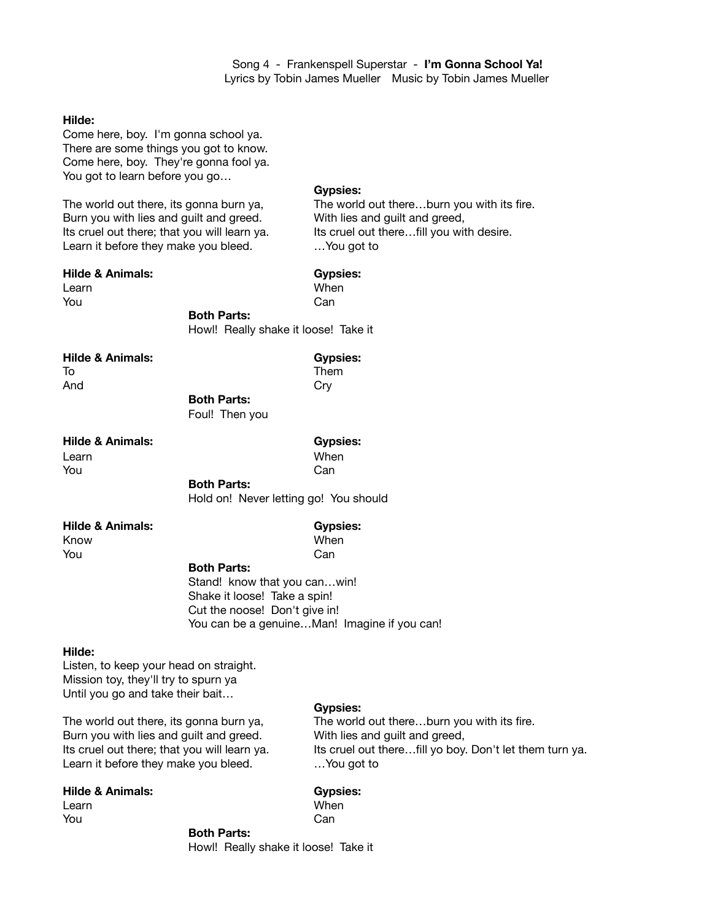Song 4 - Frankenspell Superstar - **I'm Gonna School Ya!**
Lyrics by Tobin James Mueller Music by Tobin James Mueller

**Hilde:**
Come here, boy. I'm gonna school ya.
There are some things you got to know.
Come here, boy. They're gonna fool ya.
You got to learn before you go…

The world out there, its gonna burn ya,
Burn you with lies and guilt and greed.
Its cruel out there; that you will learn ya.
Learn it before they make you bleed.

**Gypsies:**
The world out there…burn you with its fire.
With lies and guilt and greed,
Its cruel out there…fill you with desire.
…You got to

**Hilde & Animals:**
Learn
You

**Gypsies:**
When
Can

**Both Parts:**
Howl! Really shake it loose! Take it

**Hilde & Animals:**
To
And

**Gypsies:**
Them
Cry

**Both Parts:**
Foul! Then you

**Hilde & Animals:**
Learn
You

**Gypsies:**
When
Can

**Both Parts:**
Hold on! Never letting go! You should

**Hilde & Animals:**
Know
You

**Gypsies:**
When
Can

**Both Parts:**
Stand! know that you can…win!
Shake it loose! Take a spin!
Cut the noose! Don't give in!
You can be a genuine…Man! Imagine if you can!

**Hilde:**
Listen, to keep your head on straight.
Mission toy, they'll try to spurn ya
Until you go and take their bait…

The world out there, its gonna burn ya,
Burn you with lies and guilt and greed.
Its cruel out there; that you will learn ya.
Learn it before they make you bleed.

**Gypsies:**
The world out there…burn you with its fire.
With lies and guilt and greed,
Its cruel out there…fill yo boy. Don't let them turn ya.
…You got to

**Hilde & Animals:**
Learn
You

**Gypsies:**
When
Can

**Both Parts:**
Howl! Really shake it loose! Take it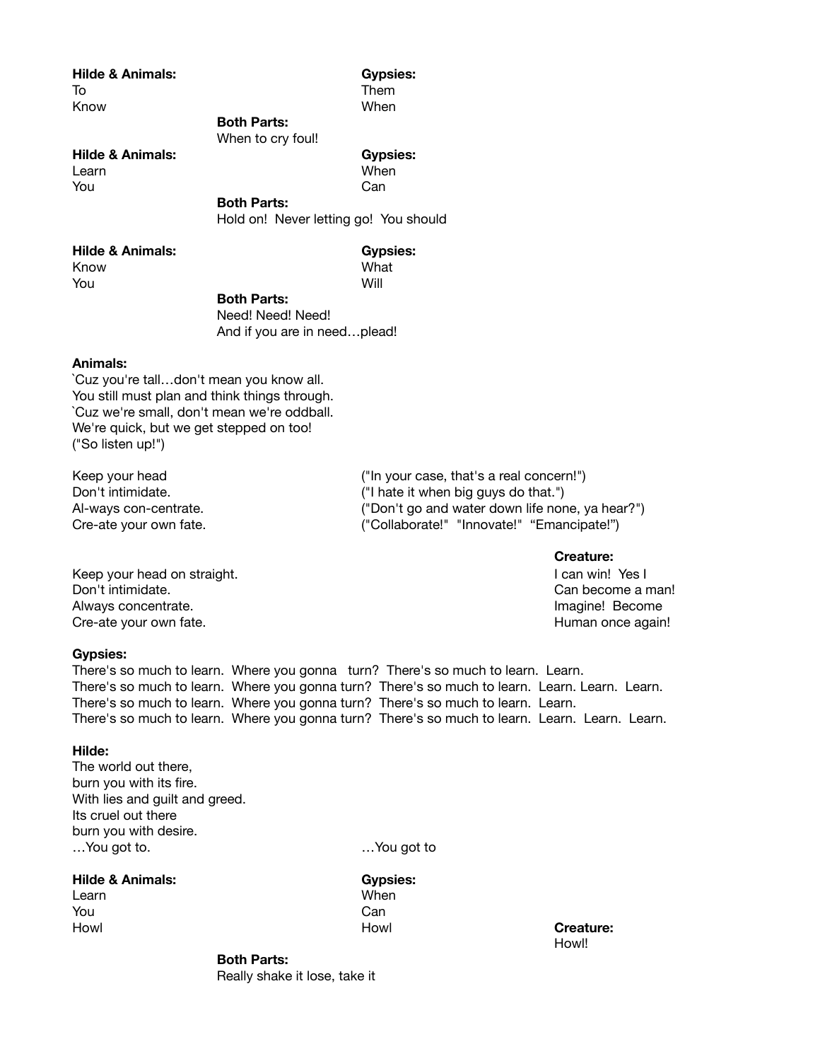**Hilde & Animals:**
To
Know

**Gypsies:**
Them
When

**Both Parts:**
When to cry foul!

**Hilde & Animals:**
Learn
You

**Gypsies:**
When
Can

**Both Parts:**
Hold on! Never letting go! You should

**Hilde & Animals:**
Know
You

**Gypsies:**
What
Will

**Both Parts:**
Need! Need! Need!
And if you are in need…plead!

**Animals:**
`Cuz you're tall…don't mean you know all.
You still must plan and think things through.
`Cuz we're small, don't mean we're oddball.
We're quick, but we get stepped on too!
("So listen up!")

Keep your head ("In your case, that's a real concern!")
Don't intimidate. ("I hate it when big guys do that.")
Al-ways con-centrate. ("Don't go and water down life none, ya hear?")
Cre-ate your own fate. ("Collaborate!" "Innovate!" "Emancipate!")

Keep your head on straight.
Don't intimidate.
Always concentrate.
Cre-ate your own fate.

**Creature:**
I can win! Yes I
Can become a man!
Imagine! Become
Human once again!

**Gypsies:**
There's so much to learn. Where you gonna turn? There's so much to learn. Learn.
There's so much to learn. Where you gonna turn? There's so much to learn. Learn. Learn. Learn.
There's so much to learn. Where you gonna turn? There's so much to learn. Learn.
There's so much to learn. Where you gonna turn? There's so much to learn. Learn. Learn. Learn.

**Hilde:**
The world out there,
burn you with its fire.
With lies and guilt and greed.
Its cruel out there
burn you with desire.
…You got to. …You got to

**Hilde & Animals:**
Learn
You
Howl

**Gypsies:**
When
Can
Howl

**Creature:**
Howl!

**Both Parts:**
Really shake it lose, take it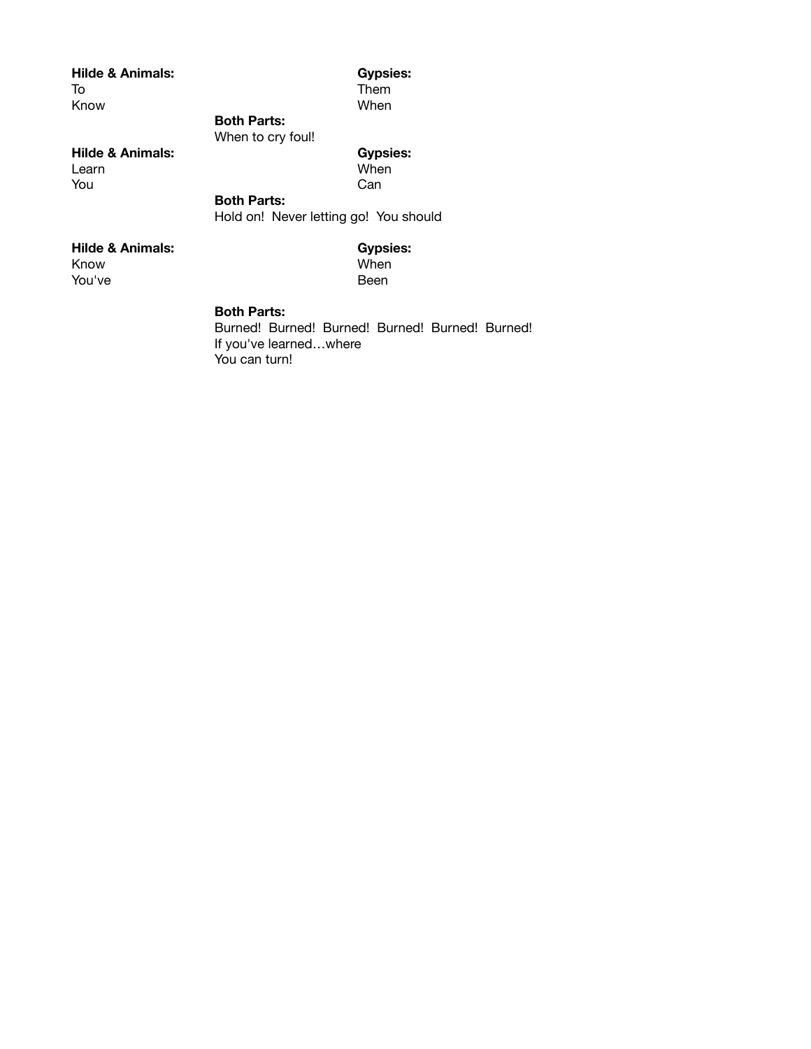**Hilde & Animals:**
To
Know

**Gypsies:**
Them
When

**Both Parts:**
When to cry foul!

**Hilde & Animals:**
Learn
You

**Gypsies:**
When
Can

**Both Parts:**
Hold on! Never letting go! You should

**Hilde & Animals:**
Know
You've

**Gypsies:**
When
Been

**Both Parts:**
Burned! Burned! Burned! Burned! Burned! Burned!
If you've learned…where
You can turn!